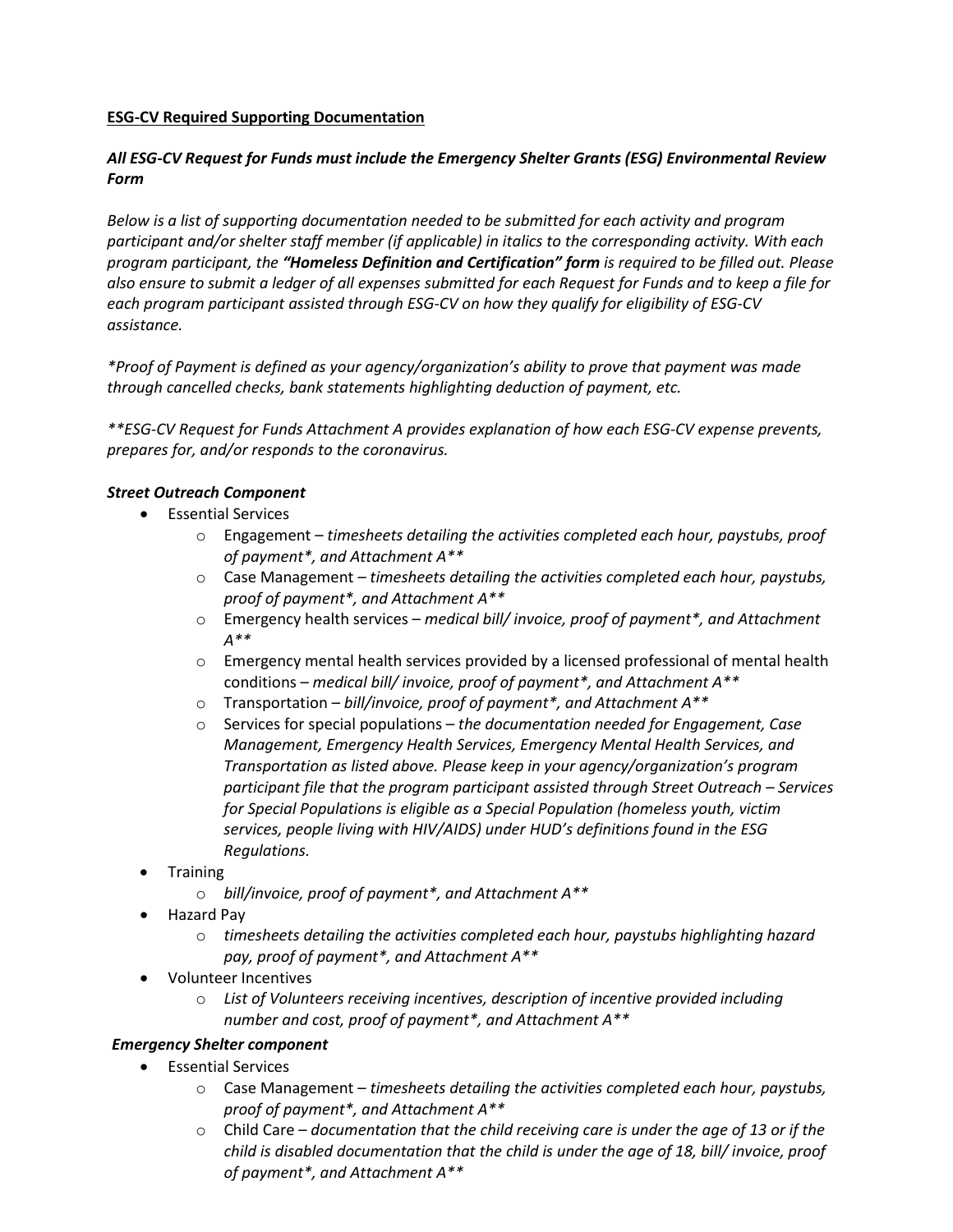**<u>ESG-CV Required Supporting Documentation</u>**

***All ESG-CV Request for Funds must include the Emergency Shelter Grants (ESG) Environmental Review Form***

*Below is a list of supporting documentation needed to be submitted for each activity and program participant and/or shelter staff member (if applicable) in italics to the corresponding activity. With each program participant, the **"Homeless Definition and Certification" form** is required to be filled out. Please also ensure to submit a ledger of all expenses submitted for each Request for Funds and to keep a file for each program participant assisted through ESG-CV on how they qualify for eligibility of ESG-CV assistance.*

*\*Proof of Payment is defined as your agency/organization's ability to prove that payment was made through cancelled checks, bank statements highlighting deduction of payment, etc.*

*\*\*ESG-CV Request for Funds Attachment A provides explanation of how each ESG-CV expense prevents, prepares for, and/or responds to the coronavirus.*

***Street Outreach Component***

- Essential Services
  - Engagement – *timesheets detailing the activities completed each hour, paystubs, proof of payment\*, and Attachment A\*\**
  - Case Management – *timesheets detailing the activities completed each hour, paystubs, proof of payment\*, and Attachment A\*\**
  - Emergency health services – *medical bill/ invoice, proof of payment\*, and Attachment A\*\**
  - Emergency mental health services provided by a licensed professional of mental health conditions – *medical bill/ invoice, proof of payment\*, and Attachment A\*\**
  - Transportation – *bill/invoice, proof of payment\*, and Attachment A\*\**
  - Services for special populations – *the documentation needed for Engagement, Case Management, Emergency Health Services, Emergency Mental Health Services, and Transportation as listed above. Please keep in your agency/organization's program participant file that the program participant assisted through Street Outreach – Services for Special Populations is eligible as a Special Population (homeless youth, victim services, people living with HIV/AIDS) under HUD's definitions found in the ESG Regulations.*
- Training
  - *bill/invoice, proof of payment\*, and Attachment A\*\**
- Hazard Pay
  - *timesheets detailing the activities completed each hour, paystubs highlighting hazard pay, proof of payment\*, and Attachment A\*\**
- Volunteer Incentives
  - *List of Volunteers receiving incentives, description of incentive provided including number and cost, proof of payment\*, and Attachment A\*\**

***Emergency Shelter component***

- Essential Services
  - Case Management – *timesheets detailing the activities completed each hour, paystubs, proof of payment\*, and Attachment A\*\**
  - Child Care – *documentation that the child receiving care is under the age of 13 or if the child is disabled documentation that the child is under the age of 18, bill/ invoice, proof of payment\*, and Attachment A\*\**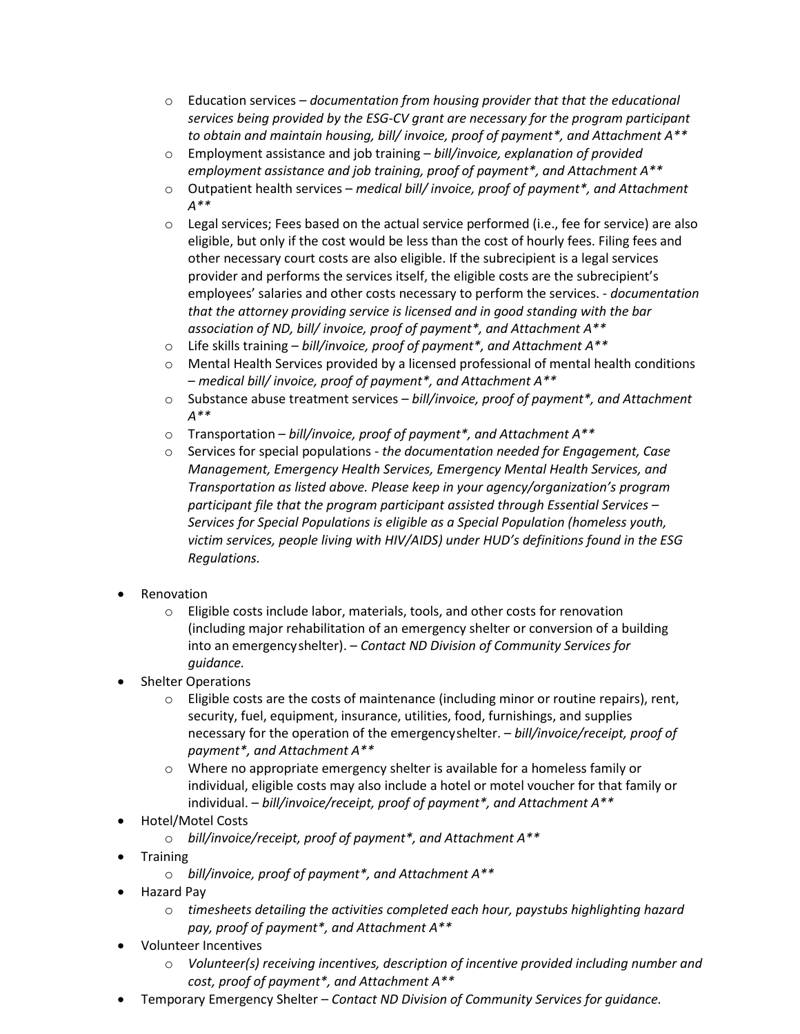- Education services – *documentation from housing provider that that the educational services being provided by the ESG-CV grant are necessary for the program participant to obtain and maintain housing, bill/ invoice, proof of payment*, and Attachment A***
  - Employment assistance and job training – *bill/invoice, explanation of provided employment assistance and job training, proof of payment*, and Attachment A***
  - Outpatient health services – *medical bill/ invoice, proof of payment*, and Attachment A***
  - Legal services; Fees based on the actual service performed (i.e., fee for service) are also eligible, but only if the cost would be less than the cost of hourly fees. Filing fees and other necessary court costs are also eligible. If the subrecipient is a legal services provider and performs the services itself, the eligible costs are the subrecipient's employees' salaries and other costs necessary to perform the services. - *documentation that the attorney providing service is licensed and in good standing with the bar association of ND, bill/ invoice, proof of payment*, and Attachment A***
  - Life skills training – *bill/invoice, proof of payment*, and Attachment A***
  - Mental Health Services provided by a licensed professional of mental health conditions – *medical bill/ invoice, proof of payment*, and Attachment A***
  - Substance abuse treatment services – *bill/invoice, proof of payment*, and Attachment A***
  - Transportation – *bill/invoice, proof of payment*, and Attachment A***
  - Services for special populations - *the documentation needed for Engagement, Case Management, Emergency Health Services, Emergency Mental Health Services, and Transportation as listed above. Please keep in your agency/organization's program participant file that the program participant assisted through Essential Services – Services for Special Populations is eligible as a Special Population (homeless youth, victim services, people living with HIV/AIDS) under HUD's definitions found in the ESG Regulations.*

- Renovation
  - Eligible costs include labor, materials, tools, and other costs for renovation (including major rehabilitation of an emergency shelter or conversion of a building into an emergency shelter). – *Contact ND Division of Community Services for guidance.*
- Shelter Operations
  - Eligible costs are the costs of maintenance (including minor or routine repairs), rent, security, fuel, equipment, insurance, utilities, food, furnishings, and supplies necessary for the operation of the emergency shelter. – *bill/invoice/receipt, proof of payment*, and Attachment A***
  - Where no appropriate emergency shelter is available for a homeless family or individual, eligible costs may also include a hotel or motel voucher for that family or individual. – *bill/invoice/receipt, proof of payment*, and Attachment A***
- Hotel/Motel Costs
  - *bill/invoice/receipt, proof of payment*, and Attachment A***
- Training
  - *bill/invoice, proof of payment*, and Attachment A***
- Hazard Pay
  - *timesheets detailing the activities completed each hour, paystubs highlighting hazard pay, proof of payment*, and Attachment A***
- Volunteer Incentives
  - *Volunteer(s) receiving incentives, description of incentive provided including number and cost, proof of payment*, and Attachment A***
- Temporary Emergency Shelter – *Contact ND Division of Community Services for guidance.*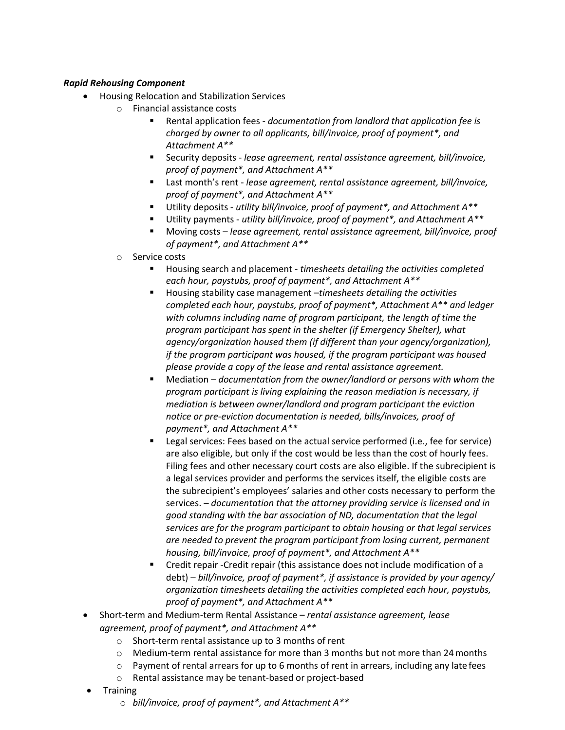***Rapid Rehousing Component***

- Housing Relocation and Stabilization Services
  - Financial assistance costs
    - Rental application fees - *documentation from landlord that application fee is charged by owner to all applicants, bill/invoice, proof of payment*, and Attachment A***
    - Security deposits - *lease agreement, rental assistance agreement, bill/invoice, proof of payment*, and Attachment A***
    - Last month's rent - *lease agreement, rental assistance agreement, bill/invoice, proof of payment*, and Attachment A***
    - Utility deposits - *utility bill/invoice, proof of payment*, and Attachment A***
    - Utility payments - *utility bill/invoice, proof of payment*, and Attachment A***
    - Moving costs – *lease agreement, rental assistance agreement, bill/invoice, proof of payment*, and Attachment A***
  - Service costs
    - Housing search and placement - *timesheets detailing the activities completed each hour, paystubs, proof of payment*, and Attachment A***
    - Housing stability case management –*timesheets detailing the activities completed each hour, paystubs, proof of payment*, Attachment A** and ledger with columns including name of program participant, the length of time the program participant has spent in the shelter (if Emergency Shelter), what agency/organization housed them (if different than your agency/organization), if the program participant was housed, if the program participant was housed please provide a copy of the lease and rental assistance agreement.*
    - Mediation – *documentation from the owner/landlord or persons with whom the program participant is living explaining the reason mediation is necessary, if mediation is between owner/landlord and program participant the eviction notice or pre-eviction documentation is needed, bills/invoices, proof of payment*, and Attachment A***
    - Legal services: Fees based on the actual service performed (i.e., fee for service) are also eligible, but only if the cost would be less than the cost of hourly fees. Filing fees and other necessary court costs are also eligible. If the subrecipient is a legal services provider and performs the services itself, the eligible costs are the subrecipient's employees' salaries and other costs necessary to perform the services. – *documentation that the attorney providing service is licensed and in good standing with the bar association of ND, documentation that the legal services are for the program participant to obtain housing or that legal services are needed to prevent the program participant from losing current, permanent housing, bill/invoice, proof of payment*, and Attachment A***
    - Credit repair -Credit repair (this assistance does not include modification of a debt) – *bill/invoice, proof of payment*, if assistance is provided by your agency/ organization timesheets detailing the activities completed each hour, paystubs, proof of payment*, and Attachment A***
- Short-term and Medium-term Rental Assistance – *rental assistance agreement, lease agreement, proof of payment*, and Attachment A***
  - Short-term rental assistance up to 3 months of rent
  - Medium-term rental assistance for more than 3 months but not more than 24 months
  - Payment of rental arrears for up to 6 months of rent in arrears, including any late fees
  - Rental assistance may be tenant-based or project-based
- Training
  - *bill/invoice, proof of payment*, and Attachment A***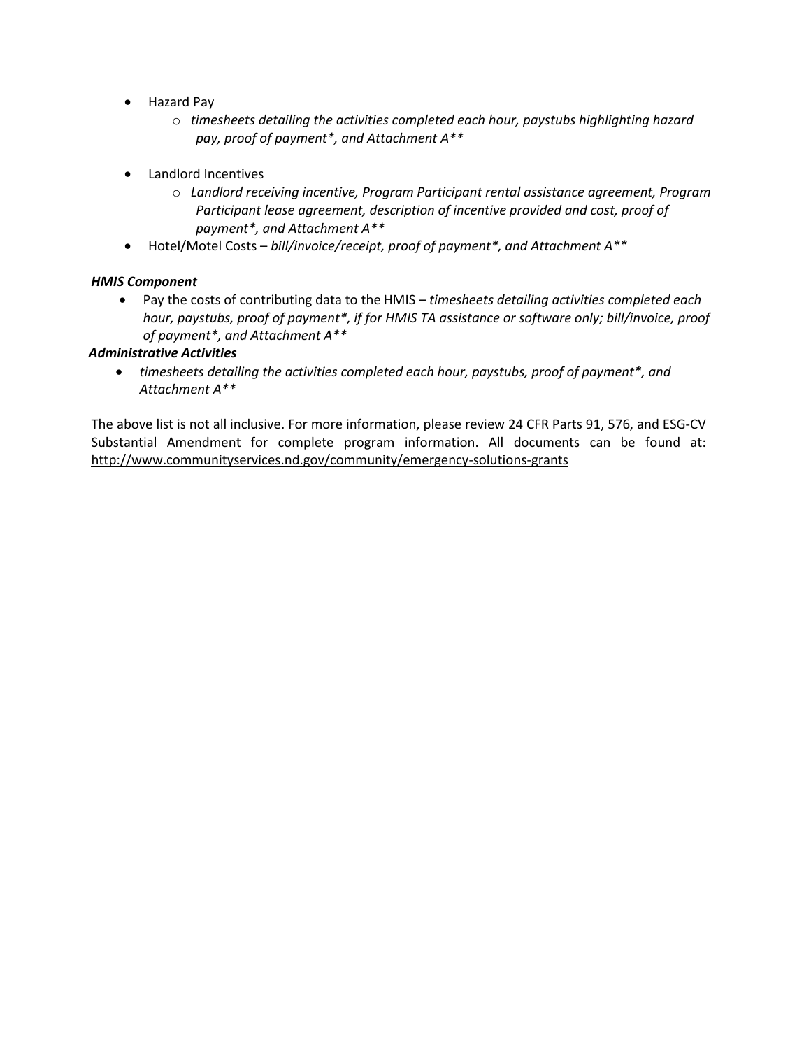- Hazard Pay
  - *timesheets detailing the activities completed each hour, paystubs highlighting hazard pay, proof of payment*, and Attachment A***
- Landlord Incentives
  - *Landlord receiving incentive, Program Participant rental assistance agreement, Program Participant lease agreement, description of incentive provided and cost, proof of payment*, and Attachment A***
- Hotel/Motel Costs – *bill/invoice/receipt, proof of payment*, and Attachment A***

***HMIS Component***

- Pay the costs of contributing data to the HMIS – *timesheets detailing activities completed each hour, paystubs, proof of payment*, if for HMIS TA assistance or software only; bill/invoice, proof of payment*, and Attachment A***

***Administrative Activities***

- *timesheets detailing the activities completed each hour, paystubs, proof of payment*, and Attachment A***

The above list is not all inclusive. For more information, please review 24 CFR Parts 91, 576, and ESG-CV Substantial Amendment for complete program information. All documents can be found at: http://www.communityservices.nd.gov/community/emergency-solutions-grants